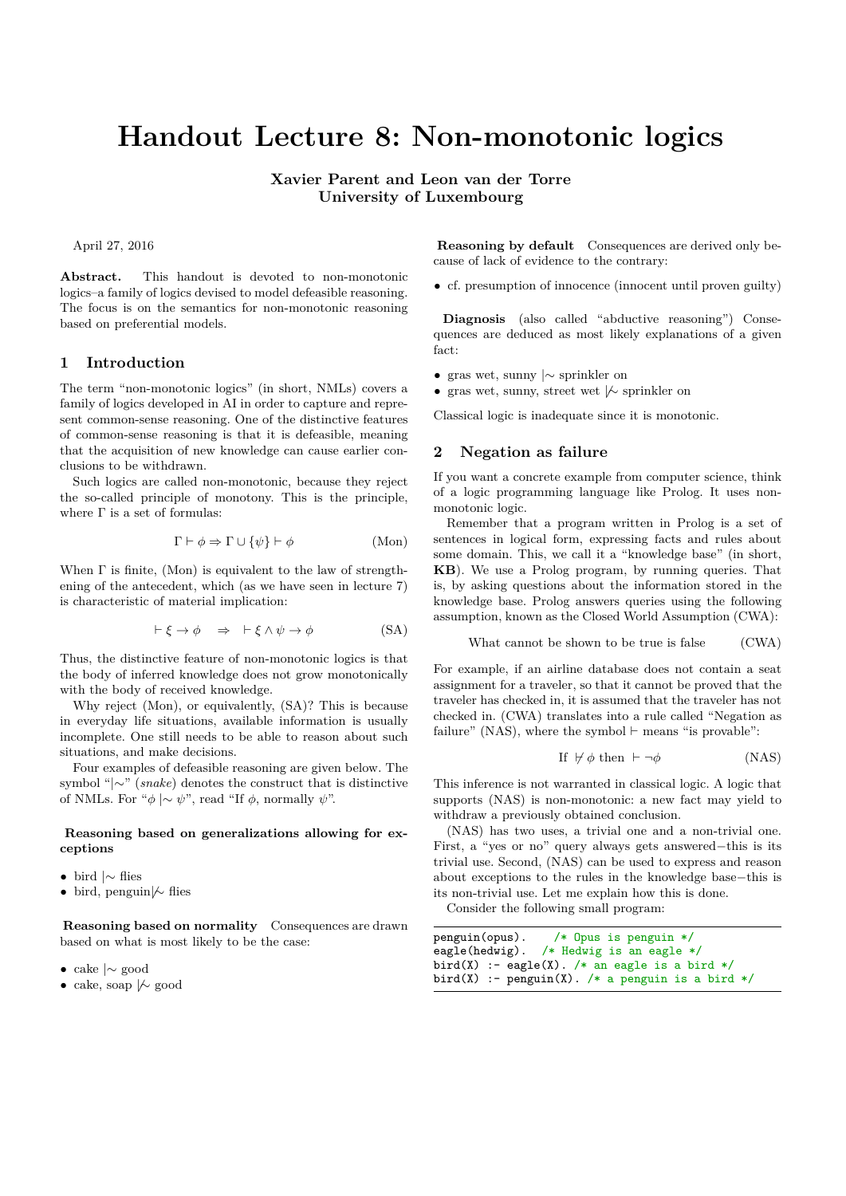# Handout Lecture 8: Non-monotonic logics

**Xavier Parent and Leon van der Torre**
**University of Luxembourg**

April 27, 2016

**Abstract.** This handout is devoted to non-monotonic logics–a family of logics devised to model defeasible reasoning. The focus is on the semantics for non-monotonic reasoning based on preferential models.

## 1 Introduction

The term "non-monotonic logics" (in short, NMLs) covers a family of logics developed in AI in order to capture and represent common-sense reasoning. One of the distinctive features of common-sense reasoning is that it is defeasible, meaning that the acquisition of new knowledge can cause earlier conclusions to be withdrawn.

Such logics are called non-monotonic, because they reject the so-called principle of monotony. This is the principle, where $\Gamma$ is a set of formulas:

$$\Gamma \vdash \phi \Rightarrow \Gamma \cup \{\psi\} \vdash \phi \qquad \text{(Mon)}$$

When $\Gamma$ is finite, (Mon) is equivalent to the law of strengthening of the antecedent, which (as we have seen in lecture 7) is characteristic of material implication:

$$\vdash \xi \to \phi \quad \Rightarrow \quad \vdash \xi \land \psi \to \phi \qquad \text{(SA)}$$

Thus, the distinctive feature of non-monotonic logics is that the body of inferred knowledge does not grow monotonically with the body of received knowledge.

Why reject (Mon), or equivalently, (SA)? This is because in everyday life situations, available information is usually incomplete. One still needs to be able to reason about such situations, and make decisions.

Four examples of defeasible reasoning are given below. The symbol "$\mid\!\sim$" (*snake*) denotes the construct that is distinctive of NMLs. For "$\phi \mid\!\sim \psi$", read "If $\phi$, normally $\psi$".

**Reasoning based on generalizations allowing for exceptions**

- bird $\mid\!\sim$ flies
- bird, penguin $\not\mid\!\sim$ flies

**Reasoning based on normality** Consequences are drawn based on what is most likely to be the case:

- cake $\mid\!\sim$ good
- cake, soap $\not\mid\!\sim$ good

**Reasoning by default** Consequences are derived only because of lack of evidence to the contrary:

- cf. presumption of innocence (innocent until proven guilty)

**Diagnosis** (also called "abductive reasoning") Consequences are deduced as most likely explanations of a given fact:

- gras wet, sunny $\mid\!\sim$ sprinkler on
- gras wet, sunny, street wet $\not\mid\!\sim$ sprinkler on

Classical logic is inadequate since it is monotonic.

## 2 Negation as failure

If you want a concrete example from computer science, think of a logic programming language like Prolog. It uses non-monotonic logic.

Remember that a program written in Prolog is a set of sentences in logical form, expressing facts and rules about some domain. This, we call it a "knowledge base" (in short, **KB**). We use a Prolog program, by running queries. That is, by asking questions about the information stored in the knowledge base. Prolog answers queries using the following assumption, known as the Closed World Assumption (CWA):

$$\text{What cannot be shown to be true is false} \qquad \text{(CWA)}$$

For example, if an airline database does not contain a seat assignment for a traveler, so that it cannot be proved that the traveler has checked in, it is assumed that the traveler has not checked in. (CWA) translates into a rule called "Negation as failure" (NAS), where the symbol $\vdash$ means "is provable":

$$\text{If } \nvdash \phi \text{ then } \vdash \neg\phi \qquad \text{(NAS)}$$

This inference is not warranted in classical logic. A logic that supports (NAS) is non-monotonic: a new fact may yield to withdraw a previously obtained conclusion.

(NAS) has two uses, a trivial one and a non-trivial one. First, a "yes or no" query always gets answered−this is its trivial use. Second, (NAS) can be used to express and reason about exceptions to the rules in the knowledge base−this is its non-trivial use. Let me explain how this is done.

Consider the following small program:

```
penguin(opus).    /* Opus is penguin */
eagle(hedwig).  /* Hedwig is an eagle */
bird(X) :- eagle(X). /* an eagle is a bird */
bird(X) :- penguin(X). /* a penguin is a bird */
```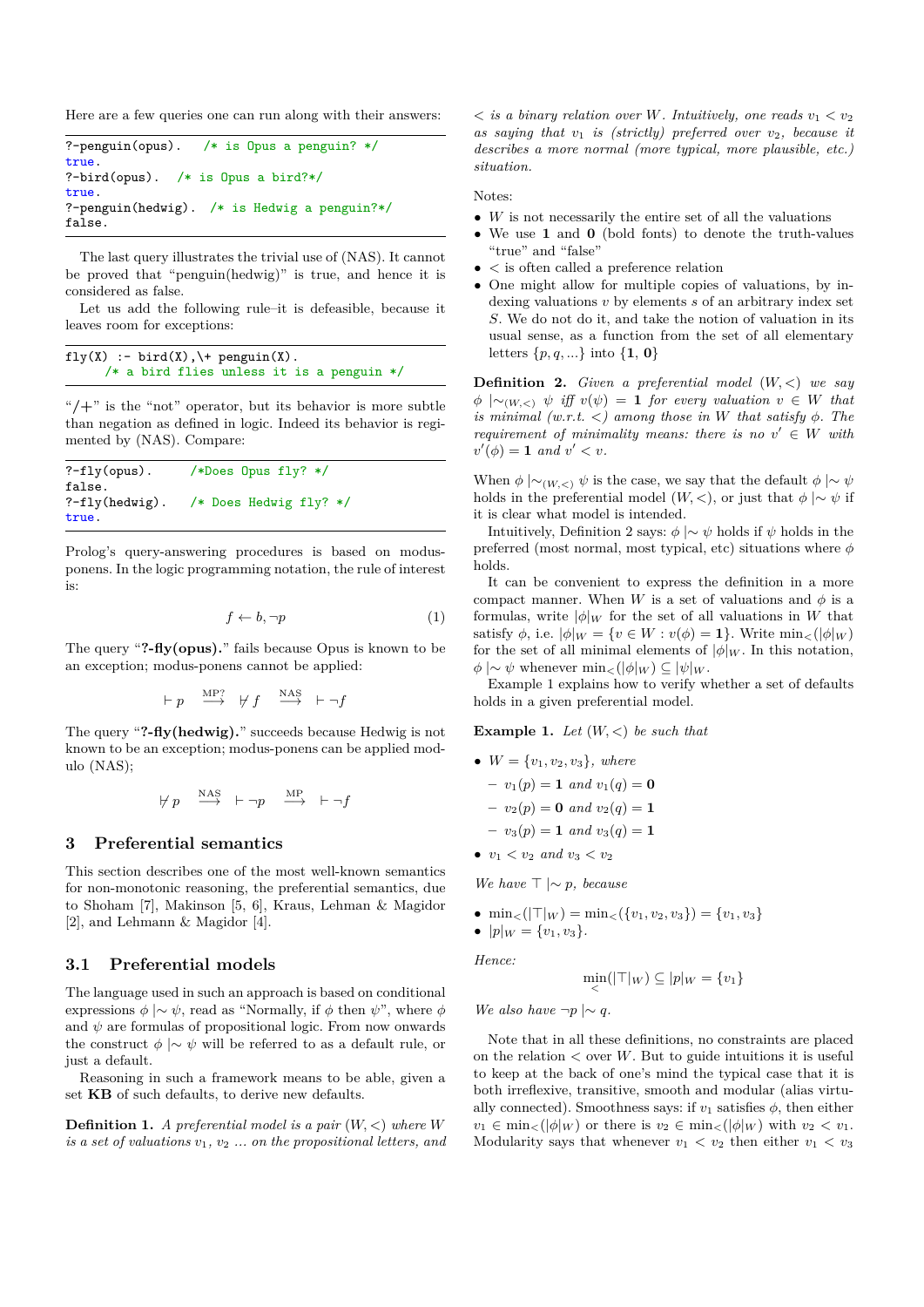Here are a few queries one can run along with their answers:

```
?-penguin(opus).   /* is Opus a penguin? */
true.
?-bird(opus).  /* is Opus a bird?*/
true.
?-penguin(hedwig).  /* is Hedwig a penguin?*/
false.
```

The last query illustrates the trivial use of (NAS). It cannot be proved that "penguin(hedwig)" is true, and hence it is considered as false.

Let us add the following rule–it is defeasible, because it leaves room for exceptions:

```
fly(X) :- bird(X),\+ penguin(X).
     /* a bird flies unless it is a penguin */
```

"/+" is the "not" operator, but its behavior is more subtle than negation as defined in logic. Indeed its behavior is regimented by (NAS). Compare:

```
?-fly(opus).     /*Does Opus fly? */
false.
?-fly(hedwig).   /* Does Hedwig fly? */
true.
```

Prolog's query-answering procedures is based on modus-ponens. In the logic programming notation, the rule of interest is:

$$f \leftarrow b, \neg p \tag{1}$$

The query "**?-fly(opus).**" fails because Opus is known to be an exception; modus-ponens cannot be applied:

$$\vdash p \quad \overset{\text{MP?}}{\longrightarrow} \quad \not\vdash f \quad \overset{\text{NAS}}{\longrightarrow} \quad \vdash \neg f$$

The query "**?-fly(hedwig).**" succeeds because Hedwig is not known to be an exception; modus-ponens can be applied modulo (NAS);

$$\not\vdash p \quad \overset{\text{NAS}}{\longrightarrow} \quad \vdash \neg p \quad \overset{\text{MP}}{\longrightarrow} \quad \vdash \neg f$$

## 3 Preferential semantics

This section describes one of the most well-known semantics for non-monotonic reasoning, the preferential semantics, due to Shoham [7], Makinson [5, 6], Kraus, Lehman & Magidor [2], and Lehmann & Magidor [4].

### 3.1 Preferential models

The language used in such an approach is based on conditional expressions $\phi \mid\!\sim \psi$, read as "Normally, if $\phi$ then $\psi$", where $\phi$ and $\psi$ are formulas of propositional logic. From now onwards the construct $\phi \mid\!\sim \psi$ will be referred to as a default rule, or just a default.

Reasoning in such a framework means to be able, given a set **KB** of such defaults, to derive new defaults.

**Definition 1.** *A preferential model is a pair $(W, <)$ where $W$ is a set of valuations $v_1$, $v_2$ ... on the propositional letters, and $<$ is a binary relation over $W$. Intuitively, one reads $v_1 < v_2$ as saying that $v_1$ is (strictly) preferred over $v_2$, because it describes a more normal (more typical, more plausible, etc.) situation.*

Notes:

- $W$ is not necessarily the entire set of all the valuations
- We use **1** and **0** (bold fonts) to denote the truth-values "true" and "false"
- $<$ is often called a preference relation
- One might allow for multiple copies of valuations, by indexing valuations $v$ by elements $s$ of an arbitrary index set $S$. We do not do it, and take the notion of valuation in its usual sense, as a function from the set of all elementary letters $\{p, q, ...\}$ into $\{\mathbf{1}, \mathbf{0}\}$

**Definition 2.** *Given a preferential model $(W, <)$ we say $\phi \mid\!\sim_{(W,<)} \psi$ iff $v(\psi) = \mathbf{1}$ for every valuation $v \in W$ that is minimal (w.r.t. $<$) among those in $W$ that satisfy $\phi$. The requirement of minimality means: there is no $v' \in W$ with $v'(\phi) = \mathbf{1}$ and $v' < v$.*

When $\phi \mid\!\sim_{(W,<)} \psi$ is the case, we say that the default $\phi \mid\!\sim \psi$ holds in the preferential model $(W, <)$, or just that $\phi \mid\!\sim \psi$ if it is clear what model is intended.

Intuitively, Definition 2 says: $\phi \mid\!\sim \psi$ holds if $\psi$ holds in the preferred (most normal, most typical, etc) situations where $\phi$ holds.

It can be convenient to express the definition in a more compact manner. When $W$ is a set of valuations and $\phi$ is a formulas, write $|\phi|_W$ for the set of all valuations in $W$ that satisfy $\phi$, i.e. $|\phi|_W = \{v \in W : v(\phi) = \mathbf{1}\}$. Write $\min_<(|\phi|_W)$ for the set of all minimal elements of $|\phi|_W$. In this notation, $\phi \mid\!\sim \psi$ whenever $\min_<(|\phi|_W) \subseteq |\psi|_W$.

Example 1 explains how to verify whether a set of defaults holds in a given preferential model.

**Example 1.** *Let $(W, <)$ be such that*

- $W = \{v_1, v_2, v_3\}$, *where*
  - $v_1(p) = \mathbf{1}$ *and* $v_1(q) = \mathbf{0}$
  - $v_2(p) = \mathbf{0}$ *and* $v_2(q) = \mathbf{1}$
  - $v_3(p) = \mathbf{1}$ *and* $v_3(q) = \mathbf{1}$
- $v_1 < v_2$ *and* $v_3 < v_2$

*We have $\top \mid\!\sim p$, because*

- $\min_<(|\top|_W) = \min_<(\{v_1, v_2, v_3\}) = \{v_1, v_3\}$
- $|p|_W = \{v_1, v_3\}$.

*Hence:*

$$\min_<(|\top|_W) \subseteq |p|_W = \{v_1\}$$

*We also have $\neg p \mid\!\sim q$.*

Note that in all these definitions, no constraints are placed on the relation $<$ over $W$. But to guide intuitions it is useful to keep at the back of one's mind the typical case that it is both irreflexive, transitive, smooth and modular (alias virtually connected). Smoothness says: if $v_1$ satisfies $\phi$, then either $v_1 \in \min_<(|\phi|_W)$ or there is $v_2 \in \min_<(|\phi|_W)$ with $v_2 < v_1$. Modularity says that whenever $v_1 < v_2$ then either $v_1 < v_3$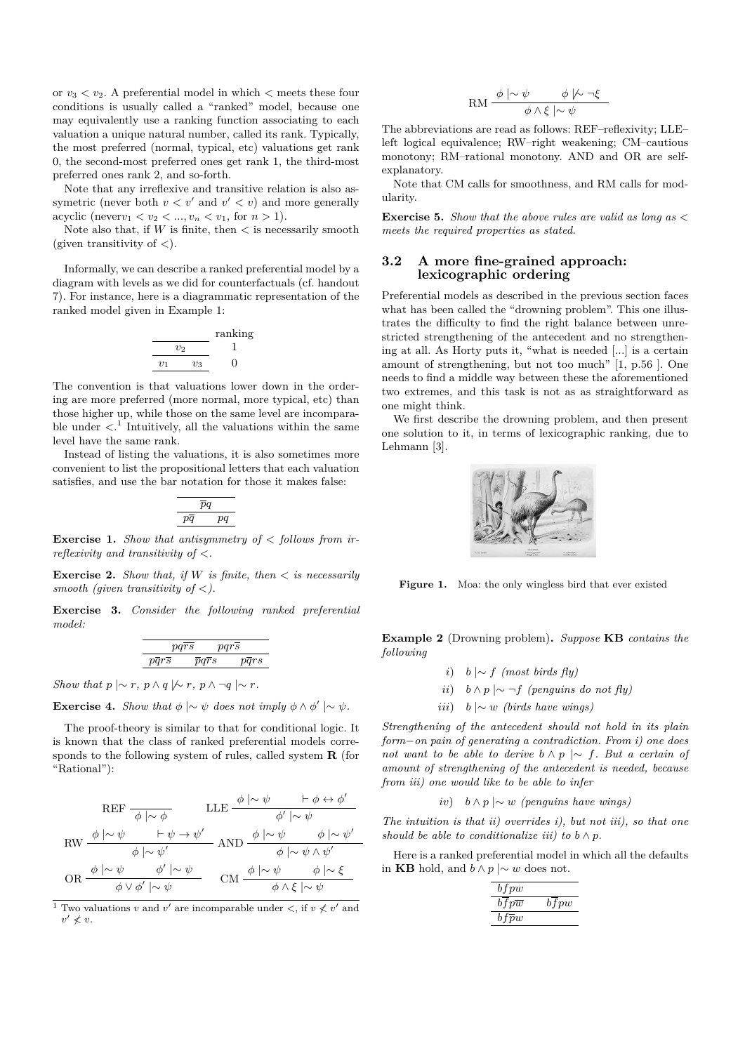or $v_3 < v_2$. A preferential model in which $<$ meets these four conditions is usually called a "ranked" model, because one may equivalently use a ranking function associating to each valuation a unique natural number, called its rank. Typically, the most preferred (normal, typical, etc) valuations get rank 0, the second-most preferred ones get rank 1, the third-most preferred ones rank 2, and so-forth.

Note that any irreflexive and transitive relation is also assymetric (never both $v < v'$ and $v' < v$) and more generally acyclic (never$v_1 < v_2 < ..., v_n < v_1$, for $n > 1$).

Note also that, if $W$ is finite, then $<$ is necessarily smooth (given transitivity of $<$).

Informally, we can describe a ranked preferential model by a diagram with levels as we did for counterfactuals (cf. handout 7). For instance, here is a diagrammatic representation of the ranked model given in Example 1:

| | | ranking |
|---|---|---|
| $v_2$ | | 1 |
| $v_1$ | $v_3$ | 0 |

The convention is that valuations lower down in the ordering are more preferred (more normal, more typical, etc) than those higher up, while those on the same level are incomparable under $<$.[1] Intuitively, all the valuations within the same level have the same rank.

Instead of listing the valuations, it is also sometimes more convenient to list the propositional letters that each valuation satisfies, and use the bar notation for those it makes false:

| | |
|---|---|
| $\overline{p}q$ | |
| $p\overline{q}$ | $pq$ |

**Exercise 1.** *Show that antisymmetry of $<$ follows from irreflexivity and transitivity of $<$.*

**Exercise 2.** *Show that, if $W$ is finite, then $<$ is necessarily smooth (given transitivity of $<$).*

**Exercise 3.** *Consider the following ranked preferential model:*

| | | |
|---|---|---|
| $pq\overline{r}\overline{s}$ | $pqr\overline{s}$ | |
| $p\overline{q}r\overline{s}$ | $\overline{p}q\overline{r}s$ | $p\overline{q}rs$ |

*Show that $p \mid\sim r$, $p \wedge q \not\mid\sim r$, $p \wedge \neg q \mid\sim r$.*

**Exercise 4.** *Show that $\phi \mid\sim \psi$ does not imply $\phi \wedge \phi' \mid\sim \psi$.*

The proof-theory is similar to that for conditional logic. It is known that the class of ranked preferential models corresponds to the following system of rules, called system **R** (for "Rational"):

$$\text{REF}\ \frac{}{\phi \mid\sim \phi} \qquad \text{LLE}\ \frac{\phi \mid\sim \psi \qquad \vdash \phi \leftrightarrow \phi'}{\phi' \mid\sim \psi}$$

$$\text{RW}\ \frac{\phi \mid\sim \psi \qquad \vdash \psi \rightarrow \psi'}{\phi \mid\sim \psi'} \quad \text{AND}\ \frac{\phi \mid\sim \psi \qquad \phi \mid\sim \psi'}{\phi \mid\sim \psi \wedge \psi'}$$

$$\text{OR}\ \frac{\phi \mid\sim \psi \qquad \phi' \mid\sim \psi}{\phi \vee \phi' \mid\sim \psi} \qquad \text{CM}\ \frac{\phi \mid\sim \psi \qquad \phi \mid\sim \xi}{\phi \wedge \xi \mid\sim \psi}$$

$$\text{RM}\ \frac{\phi \mid\sim \psi \qquad \phi \not\mid\sim \neg\xi}{\phi \wedge \xi \mid\sim \psi}$$

The abbreviations are read as follows: REF–reflexivity; LLE–left logical equivalence; RW–right weakening; CM–cautious monotony; RM–rational monotony. AND and OR are self-explanatory.

Note that CM calls for smoothness, and RM calls for modularity.

**Exercise 5.** *Show that the above rules are valid as long as $<$ meets the required properties as stated.*

### 3.2 A more fine-grained approach: lexicographic ordering

Preferential models as described in the previous section faces what has been called the "drowning problem". This one illustrates the difficulty to find the right balance between unrestricted strengthening of the antecedent and no strengthening at all. As Horty puts it, "what is needed [...] is a certain amount of strengthening, but not too much" [1, p.56 ]. One needs to find a middle way between these the aforementioned two extremes, and this task is not as as straightforward as one might think.

We first describe the drowning problem, and then present one solution to it, in terms of lexicographic ranking, due to Lehmann [3].

**Figure 1.** Moa: the only wingless bird that ever existed

**Example 2** (Drowning problem)**.** *Suppose* **KB** *contains the following*

*i)* $b \mid\sim f$ *(most birds fly)*

*ii)* $b \wedge p \mid\sim \neg f$ *(penguins do not fly)*

*iii)* $b \mid\sim w$ *(birds have wings)*

*Strengthening of the antecedent should not hold in its plain form—on pain of generating a contradiction. From i) one does not want to be able to derive $b \wedge p \mid\sim f$. But a certain of amount of strengthening of the antecedent is needed, because from iii) one would like to be able to infer*

*iv)* $b \wedge p \mid\sim w$ *(penguins have wings)*

*The intuition is that ii) overrides i), but not iii), so that one should be able to conditionalize iii) to $b \wedge p$.*

Here is a ranked preferential model in which all the defaults in **KB** hold, and $b \wedge p \mid\sim w$ does not.

| | |
|---|---|
| $bfpw$ | |
| $b\overline{f}p\overline{w}$ | $b\overline{f}pw$ |
| $bf\overline{p}w$ | |

[1] Two valuations $v$ and $v'$ are incomparable under $<$, if $v \not< v'$ and $v' \not< v$.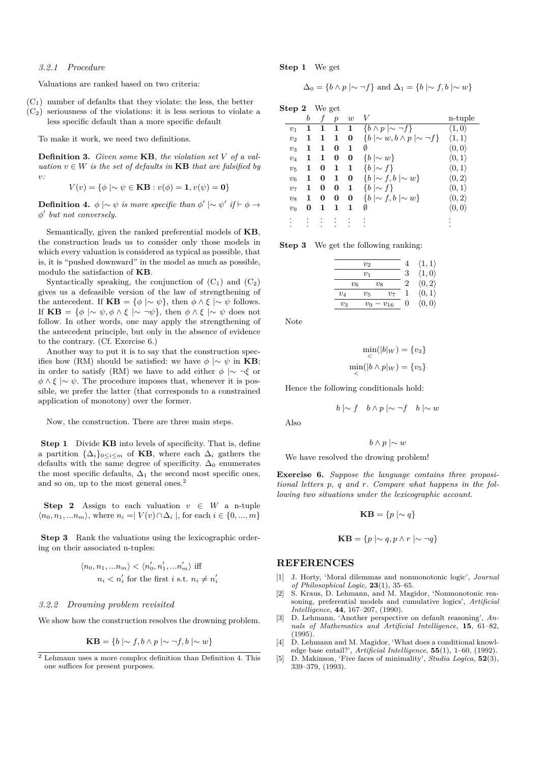#### 3.2.1 Procedure

Valuations are ranked based on two criteria:

($C_1$) number of defaults that they violate: the less, the better

($C_2$) seriousness of the violations: it is less serious to violate a less specific default than a more specific default

To make it work, we need two definitions.

**Definition 3.** *Given some* **KB***, the violation set $V$ of a valuation $v \in W$ is the set of defaults in* **KB** *that are falsified by $v$:*

$$V(v) = \{\phi \mid\sim \psi \in \mathbf{KB} : v(\phi) = \mathbf{1}, v(\psi) = \mathbf{0}\}$$

**Definition 4.** *$\phi \mid\sim \psi$ is more specific than $\phi' \mid\sim \psi'$ if $\vdash \phi \to \phi'$ but not conversely.*

Semantically, given the ranked preferential models of **KB**, the construction leads us to consider only those models in which every valuation is considered as typical as possible, that is, it is "pushed downward" in the model as much as possible, modulo the satisfaction of **KB**.

Syntactically speaking, the conjunction of ($C_1$) and ($C_2$) gives us a defeasible version of the law of strengthening of the antecedent. If $\mathbf{KB} = \{\phi \mid\sim \psi\}$, then $\phi \wedge \xi \mid\sim \psi$ follows. If $\mathbf{KB} = \{\phi \mid\sim \psi, \phi \wedge \xi \mid\sim \neg\psi\}$, then $\phi \wedge \xi \mid\sim \psi$ does not follow. In other words, one may apply the strengthening of the antecedent principle, but only in the absence of evidence to the contrary. (Cf. Exercise 6.)

Another way to put it is to say that the construction specifies how (RM) should be satisfied: we have $\phi \mid\sim \psi$ in **KB**; in order to satisfy (RM) we have to add either $\phi \mid\sim \neg\xi$ or $\phi \wedge \xi \mid\sim \psi$. The procedure imposes that, whenever it is possible, we prefer the latter (that corresponds to a constrained application of monotony) over the former.

Now, the construction. There are three main steps.

**Step 1** Divide **KB** into levels of specificity. That is, define a partition $\{\Delta_i\}_{0 \leq i \leq m}$ of **KB**, where each $\Delta_i$ gathers the defaults with the same degree of specificity. $\Delta_0$ enumerates the most specific defaults, $\Delta_1$ the second most specific ones, and so on, up to the most general ones.[2]

**Step 2** Assign to each valuation $v \in W$ a n-tuple $\langle n_0, n_1, ...n_m\rangle$, where $n_i = \mid V(v) \cap \Delta_i \mid$, for each $i \in \{0, ..., m\}$

**Step 3** Rank the valuations using the lexicographic ordering on their associated n-tuples:

$$\langle n_0, n_1, ...n_m\rangle < \langle n'_0, n'_1, ...n'_m\rangle \text{ iff } n_i < n'_i \text{ for the first } i \text{ s.t. } n_i \neq n'_i$$

#### 3.2.2 Drowning problem revisited

We show how the construction resolves the drowning problem.

$$\mathbf{KB} = \{b \mid\sim f, b \wedge p \mid\sim \neg f, b \mid\sim w\}$$

[2] Lehmann uses a more complex definition than Definition 4. This one suffices for present purposes.

**Step 1** We get

$$\Delta_0 = \{b \wedge p \mid\sim \neg f\} \text{ and } \Delta_1 = \{b \mid\sim f, b \mid\sim w\}$$

**Step 2** We get

| | $b$ | $f$ | $p$ | $w$ | $V$ | n-tuple |
|---|---|---|---|---|---|---|
| $v_1$ | **1** | **1** | **1** | **1** | $\{b \wedge p \mid\sim \neg f\}$ | $\langle 1, 0\rangle$ |
| $v_2$ | **1** | **1** | **1** | **0** | $\{b \mid\sim w, b \wedge p \mid\sim \neg f\}$ | $\langle 1, 1\rangle$ |
| $v_3$ | **1** | **1** | **0** | **1** | $\emptyset$ | $\langle 0, 0\rangle$ |
| $v_4$ | **1** | **1** | **0** | **0** | $\{b \mid\sim w\}$ | $\langle 0, 1\rangle$ |
| $v_5$ | **1** | **0** | **1** | **1** | $\{b \mid\sim f\}$ | $\langle 0, 1\rangle$ |
| $v_6$ | **1** | **0** | **1** | **0** | $\{b \mid\sim f, b \mid\sim w\}$ | $\langle 0, 2\rangle$ |
| $v_7$ | **1** | **0** | **0** | **1** | $\{b \mid\sim f\}$ | $\langle 0, 1\rangle$ |
| $v_8$ | **1** | **0** | **0** | **0** | $\{b \mid\sim f, b \mid\sim w\}$ | $\langle 0, 2\rangle$ |
| $v_9$ | **0** | **1** | **1** | **1** | $\emptyset$ | $\langle 0, 0\rangle$ |
| ⋮ | ⋮ | ⋮ | ⋮ | ⋮ | ⋮ | ⋮ |

**Step 3** We get the following ranking:

| | | | Rank | n-tuple |
|---|---|---|---|---|
| | $v_2$ | | 4 | $\langle 1, 1\rangle$ |
| | $v_1$ | | 3 | $\langle 1, 0\rangle$ |
| $v_6$ | | $v_8$ | 2 | $\langle 0, 2\rangle$ |
| $v_4$ | $v_5$ | $v_7$ | 1 | $\langle 0, 1\rangle$ |
| $v_3$ | $v_9 - v_{16}$ | | 0 | $\langle 0, 0\rangle$ |

Note

$$\min_<(|b|_W) = \{v_3\}$$

$$\min_<(|b \wedge p|_W) = \{v_5\}$$

Hence the following conditionals hold:

$$b \mid\sim f \quad b \wedge p \mid\sim \neg f \quad b \mid\sim w$$

Also

$$b \wedge p \mid\sim w$$

We have resolved the drowning problem!

**Exercise 6.** *Suppose the language contains three propositional letters $p$, $q$ and $r$. Compare what happens in the following two situations under the lexicographic account.*

$$\mathbf{KB} = \{p \mid\sim q\}$$

$$\mathbf{KB} = \{p \mid\sim q, p \wedge r \mid\sim \neg q\}$$

## REFERENCES

[1] J. Horty, 'Moral dilemmas and nonmonotonic logic', *Journal of Philosophical Logic*, **23**(1), 35–65.

[2] S. Kraus, D. Lehmann, and M. Magidor, 'Nonmonotonic reasoning, preferential models and cumulative logics', *Artificial Intelligence*, **44**, 167–207, (1990).

[3] D. Lehmann, 'Another perspective on default reasoning', *Annals of Mathematics and Artificial Intelligence*, **15**, 61–82, (1995).

[4] D. Lehmann and M. Magidor, 'What does a conditional knowledge base entail?', *Artificial Intelligence*, **55**(1), 1–60, (1992).

[5] D. Makinson, 'Five faces of minimality', *Studia Logica*, **52**(3), 339–379, (1993).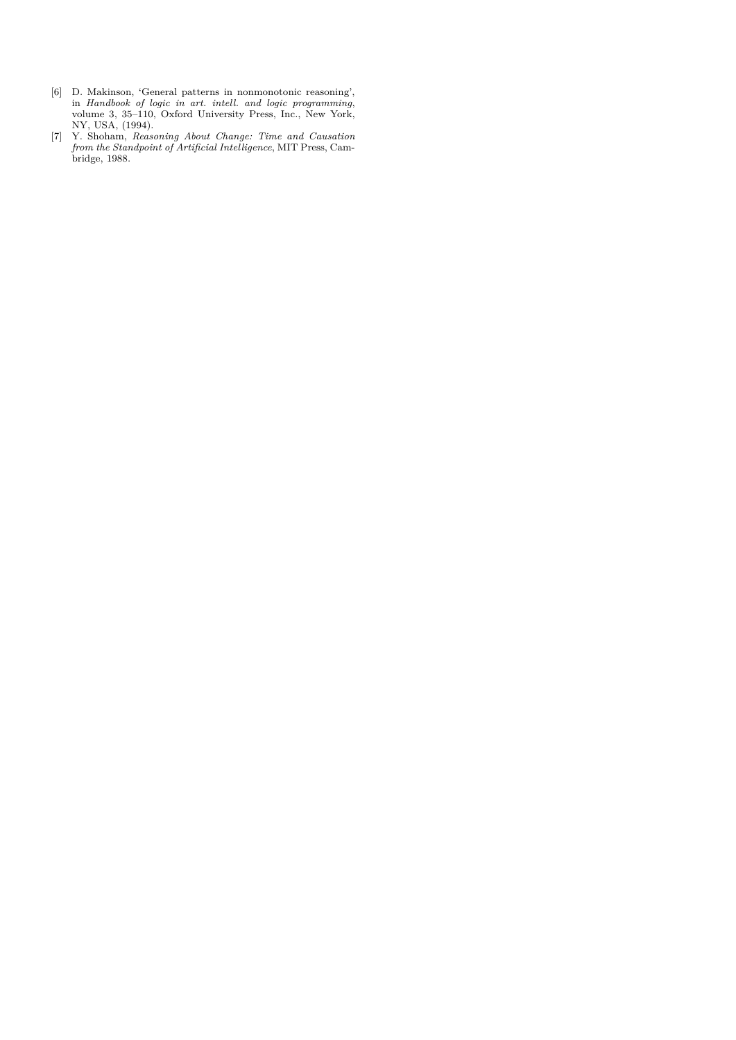[6] D. Makinson, 'General patterns in nonmonotonic reasoning', in *Handbook of logic in art. intell. and logic programming*, volume 3, 35–110, Oxford University Press, Inc., New York, NY, USA, (1994).

[7] Y. Shoham, *Reasoning About Change: Time and Causation from the Standpoint of Artificial Intelligence*, MIT Press, Cambridge, 1988.